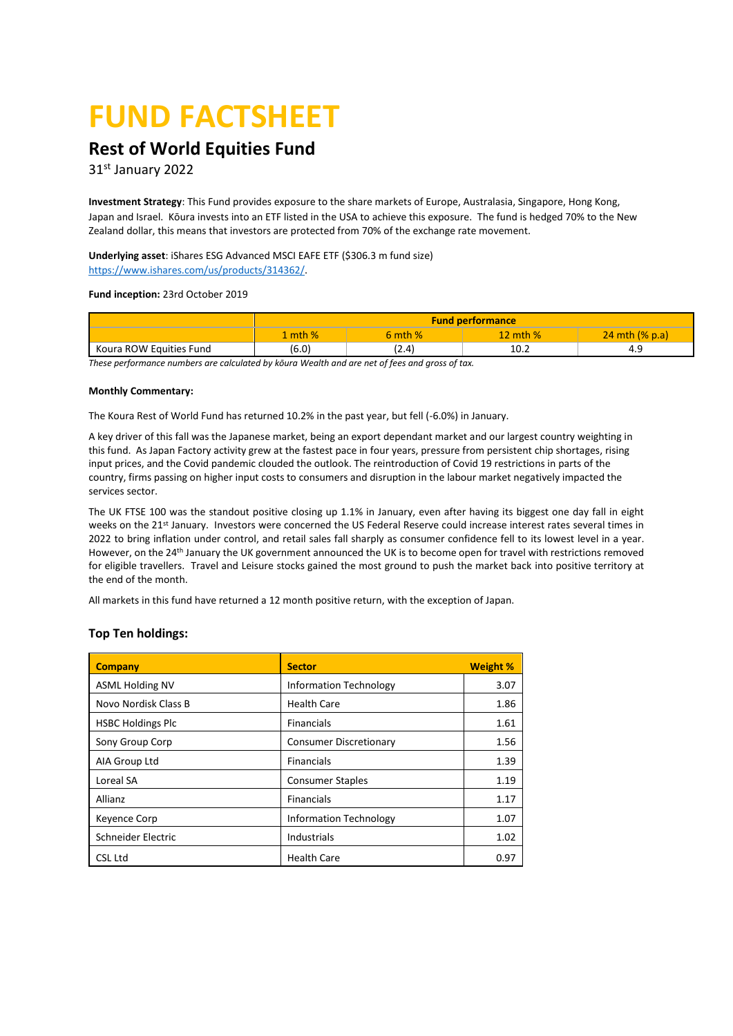# FUND FACTSHEET

## Rest of World Equities Fund

31st January 2022

**Investment Strategy**: This Fund provides exposure to the share markets of Europe, Australasia, Singapore, Hong Kong, Japan and Israel. Kōura invests into an ETF listed in the USA to achieve this exposure. The fund is hedged 70% to the New Zealand dollar, this means that investors are protected from 70% of the exchange rate movement.

**Underlying asset**: iShares ESG Advanced MSCI EAFE ETF ($306.3 m fund size) https://www.ishares.com/us/products/314362/.

**Fund inception:** 23rd October 2019

| | Fund performance | | | |
|---|---|---|---|---|
| | 1 mth % | 6 mth % | 12 mth % | 24 mth (% p.a) |
| Koura ROW Equities Fund | (6.0) | (2.4) | 10.2 | 4.9 |

*These performance numbers are calculated by kōura Wealth and are net of fees and gross of tax.*

**Monthly Commentary:**

The Koura Rest of World Fund has returned 10.2% in the past year, but fell (-6.0%) in January.

A key driver of this fall was the Japanese market, being an export dependant market and our largest country weighting in this fund. As Japan Factory activity grew at the fastest pace in four years, pressure from persistent chip shortages, rising input prices, and the Covid pandemic clouded the outlook. The reintroduction of Covid 19 restrictions in parts of the country, firms passing on higher input costs to consumers and disruption in the labour market negatively impacted the services sector.

The UK FTSE 100 was the standout positive closing up 1.1% in January, even after having its biggest one day fall in eight weeks on the 21st January. Investors were concerned the US Federal Reserve could increase interest rates several times in 2022 to bring inflation under control, and retail sales fall sharply as consumer confidence fell to its lowest level in a year. However, on the 24th January the UK government announced the UK is to become open for travel with restrictions removed for eligible travellers. Travel and Leisure stocks gained the most ground to push the market back into positive territory at the end of the month.

All markets in this fund have returned a 12 month positive return, with the exception of Japan.

### Top Ten holdings:

| Company | Sector | Weight % |
|---|---|---|
| ASML Holding NV | Information Technology | 3.07 |
| Novo Nordisk Class B | Health Care | 1.86 |
| HSBC Holdings Plc | Financials | 1.61 |
| Sony Group Corp | Consumer Discretionary | 1.56 |
| AIA Group Ltd | Financials | 1.39 |
| Loreal SA | Consumer Staples | 1.19 |
| Allianz | Financials | 1.17 |
| Keyence Corp | Information Technology | 1.07 |
| Schneider Electric | Industrials | 1.02 |
| CSL Ltd | Health Care | 0.97 |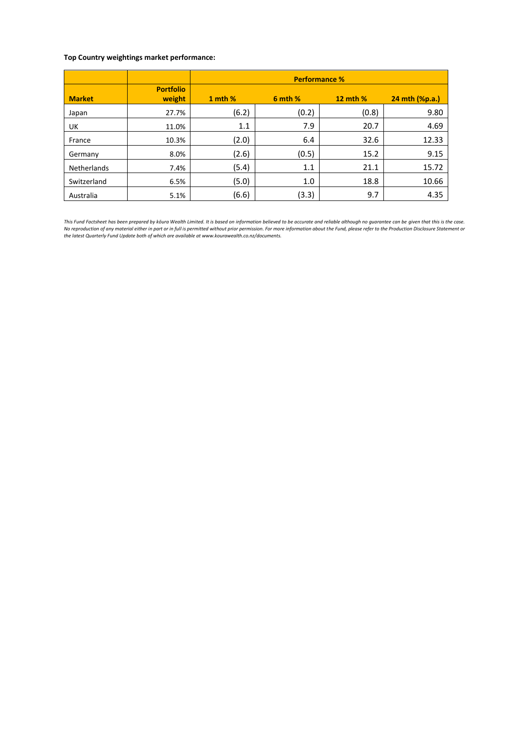**Top Country weightings market performance:**

| Market | Portfolio weight | Performance % | | | |
|---|---|---|---|---|---|
| | | 1 mth % | 6 mth % | 12 mth % | 24 mth (%p.a.) |
| Japan | 27.7% | (6.2) | (0.2) | (0.8) | 9.80 |
| UK | 11.0% | 1.1 | 7.9 | 20.7 | 4.69 |
| France | 10.3% | (2.0) | 6.4 | 32.6 | 12.33 |
| Germany | 8.0% | (2.6) | (0.5) | 15.2 | 9.15 |
| Netherlands | 7.4% | (5.4) | 1.1 | 21.1 | 15.72 |
| Switzerland | 6.5% | (5.0) | 1.0 | 18.8 | 10.66 |
| Australia | 5.1% | (6.6) | (3.3) | 9.7 | 4.35 |

*This Fund Factsheet has been prepared by kōura Wealth Limited. It is based on information believed to be accurate and reliable although no guarantee can be given that this is the case. No reproduction of any material either in part or in full is permitted without prior permission. For more information about the Fund, please refer to the Production Disclosure Statement or the latest Quarterly Fund Update both of which are available at www.kourawealth.co.nz/documents.*